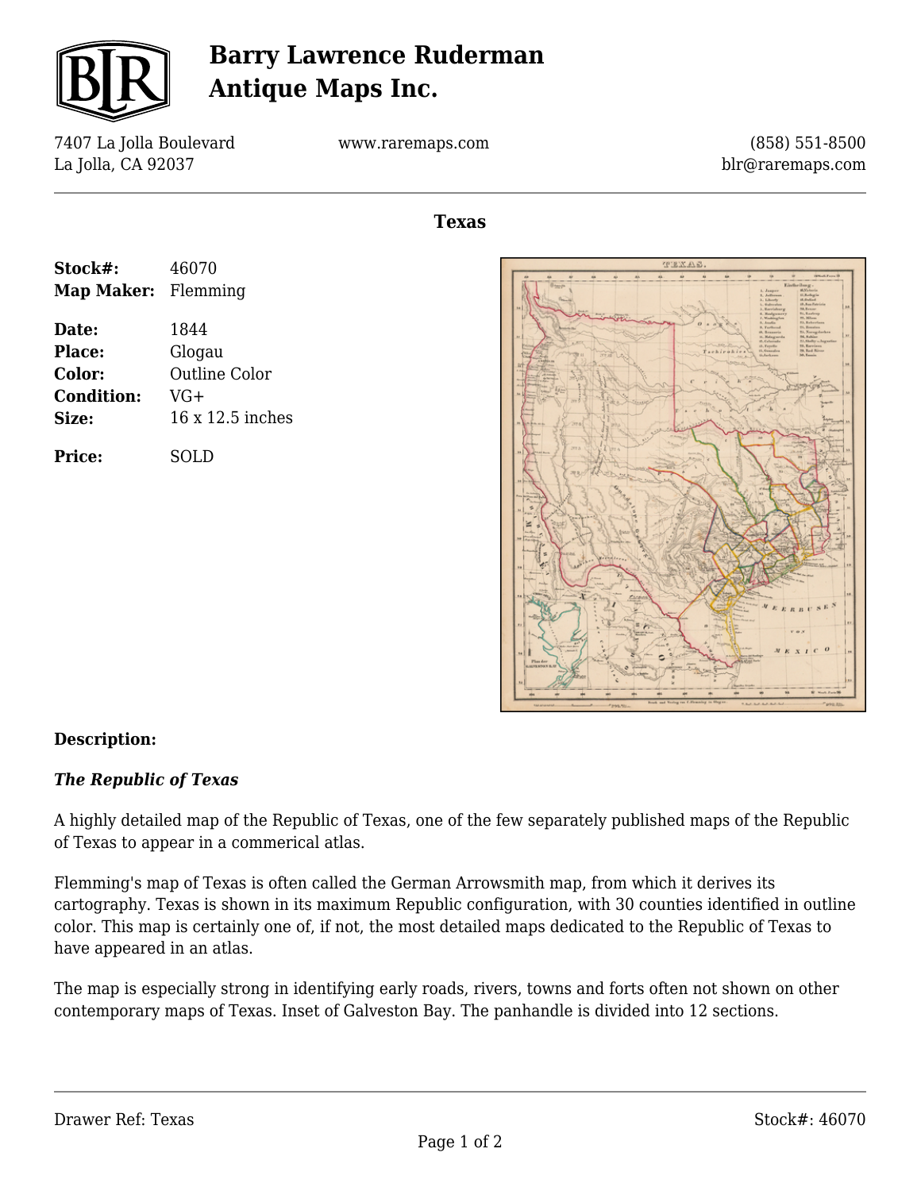# Barry Lawrence Ruderman Antique Maps Inc.

7407 La Jolla Boulevard
La Jolla, CA 92037

www.raremaps.com

(858) 551-8500
blr@raremaps.com

## Texas

| | |
|---|---|
| **Stock#:** | 46070 |
| **Map Maker:** | Flemming |
| **Date:** | 1844 |
| **Place:** | Glogau |
| **Color:** | Outline Color |
| **Condition:** | VG+ |
| **Size:** | 16 x 12.5 inches |
| **Price:** | SOLD |

**Description:**

***The Republic of Texas***

A highly detailed map of the Republic of Texas, one of the few separately published maps of the Republic of Texas to appear in a commerical atlas.

Flemming's map of Texas is often called the German Arrowsmith map, from which it derives its cartography. Texas is shown in its maximum Republic configuration, with 30 counties identified in outline color. This map is certainly one of, if not, the most detailed maps dedicated to the Republic of Texas to have appeared in an atlas.

The map is especially strong in identifying early roads, rivers, towns and forts often not shown on other contemporary maps of Texas. Inset of Galveston Bay. The panhandle is divided into 12 sections.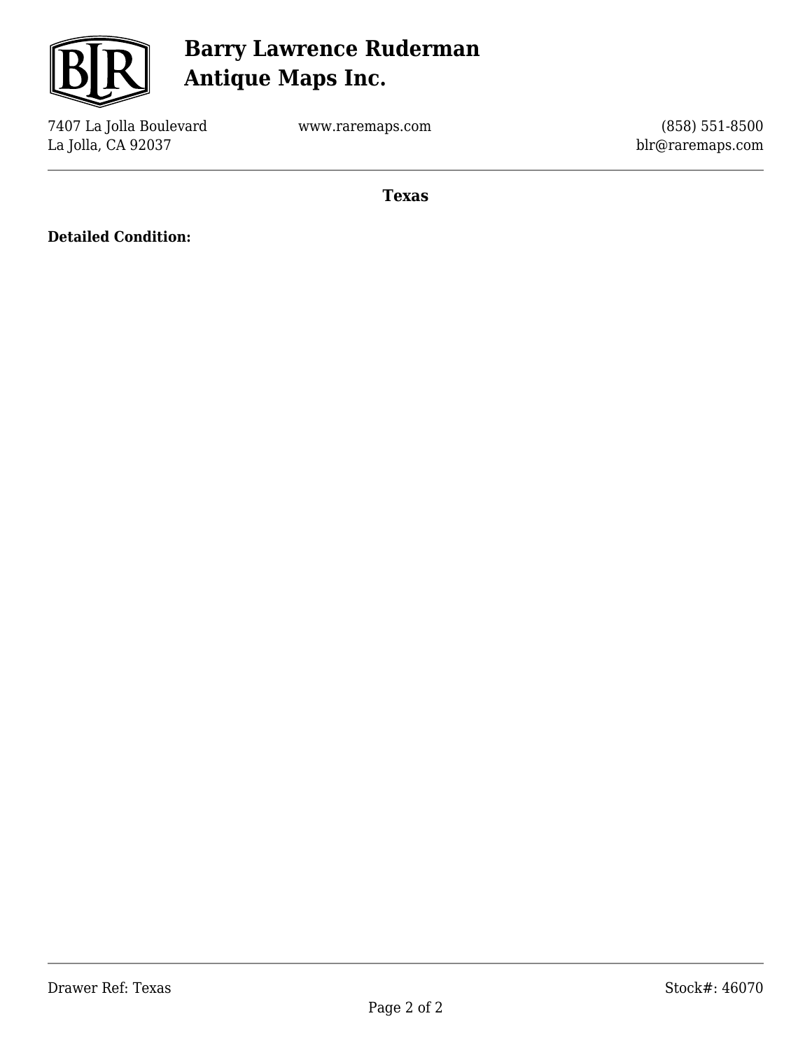**Texas**

**Detailed Condition:**